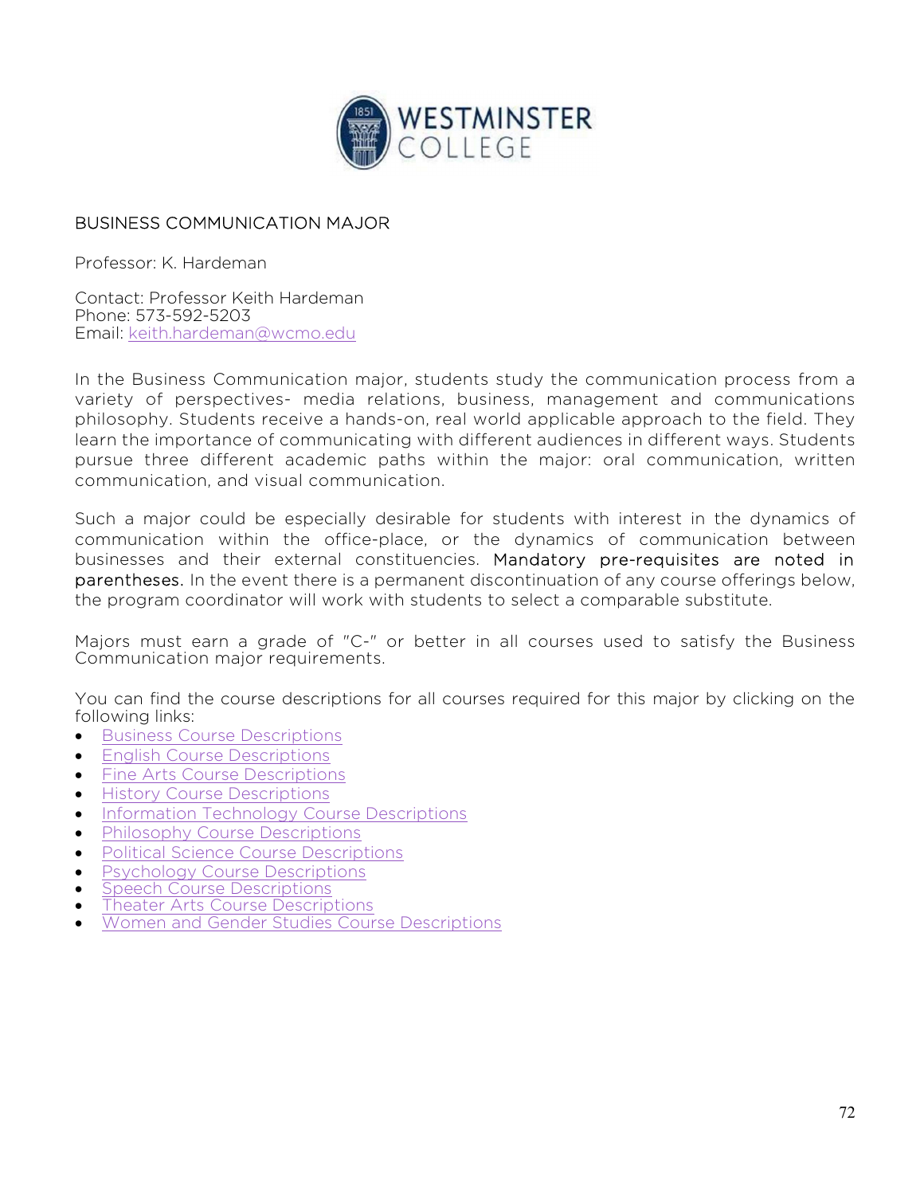# BUSINESS COMMUNICATION MAJOR

Professor: K. Hardeman

Contact: Professor Keith Hardeman
Phone: 573-592-5203
Email: keith.hardeman@wcmo.edu

In the Business Communication major, students study the communication process from a variety of perspectives- media relations, business, management and communications philosophy. Students receive a hands-on, real world applicable approach to the field. They learn the importance of communicating with different audiences in different ways. Students pursue three different academic paths within the major: oral communication, written communication, and visual communication.

Such a major could be especially desirable for students with interest in the dynamics of communication within the office-place, or the dynamics of communication between businesses and their external constituencies. Mandatory pre-requisites are noted in parentheses. In the event there is a permanent discontinuation of any course offerings below, the program coordinator will work with students to select a comparable substitute.

Majors must earn a grade of "C-" or better in all courses used to satisfy the Business Communication major requirements.

You can find the course descriptions for all courses required for this major by clicking on the following links:

- Business Course Descriptions
- English Course Descriptions
- Fine Arts Course Descriptions
- History Course Descriptions
- Information Technology Course Descriptions
- Philosophy Course Descriptions
- Political Science Course Descriptions
- Psychology Course Descriptions
- Speech Course Descriptions
- Theater Arts Course Descriptions
- Women and Gender Studies Course Descriptions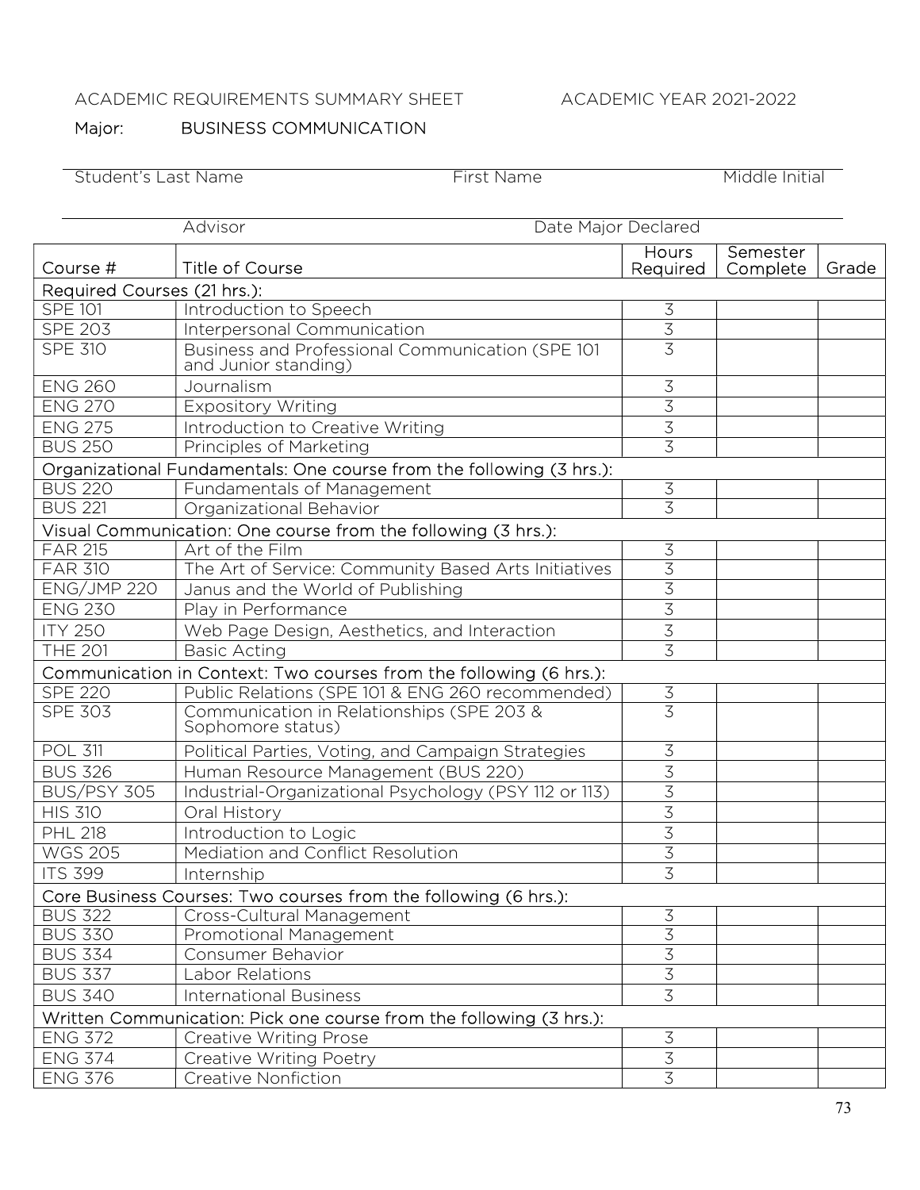ACADEMIC REQUIREMENTS SUMMARY SHEET ACADEMIC YEAR 2021-2022

Major: BUSINESS COMMUNICATION

Student's Last Name First Name Middle Initial

Advisor Date Major Declared

| Course # | Title of Course | Hours Required | Semester Complete | Grade |
|---|---|---|---|---|
| Required Courses (21 hrs.): | | | | |
| SPE 101 | Introduction to Speech | 3 | | |
| SPE 203 | Interpersonal Communication | 3 | | |
| SPE 310 | Business and Professional Communication (SPE 101 and Junior standing) | 3 | | |
| ENG 260 | Journalism | 3 | | |
| ENG 270 | Expository Writing | 3 | | |
| ENG 275 | Introduction to Creative Writing | 3 | | |
| BUS 250 | Principles of Marketing | 3 | | |
| Organizational Fundamentals: One course from the following (3 hrs.): | | | | |
| BUS 220 | Fundamentals of Management | 3 | | |
| BUS 221 | Organizational Behavior | 3 | | |
| Visual Communication: One course from the following (3 hrs.): | | | | |
| FAR 215 | Art of the Film | 3 | | |
| FAR 310 | The Art of Service: Community Based Arts Initiatives | 3 | | |
| ENG/JMP 220 | Janus and the World of Publishing | 3 | | |
| ENG 230 | Play in Performance | 3 | | |
| ITY 250 | Web Page Design, Aesthetics, and Interaction | 3 | | |
| THE 201 | Basic Acting | 3 | | |
| Communication in Context: Two courses from the following (6 hrs.): | | | | |
| SPE 220 | Public Relations (SPE 101 & ENG 260 recommended) | 3 | | |
| SPE 303 | Communication in Relationships (SPE 203 & Sophomore status) | 3 | | |
| POL 311 | Political Parties, Voting, and Campaign Strategies | 3 | | |
| BUS 326 | Human Resource Management (BUS 220) | 3 | | |
| BUS/PSY 305 | Industrial-Organizational Psychology (PSY 112 or 113) | 3 | | |
| HIS 310 | Oral History | 3 | | |
| PHL 218 | Introduction to Logic | 3 | | |
| WGS 205 | Mediation and Conflict Resolution | 3 | | |
| ITS 399 | Internship | 3 | | |
| Core Business Courses: Two courses from the following (6 hrs.): | | | | |
| BUS 322 | Cross-Cultural Management | 3 | | |
| BUS 330 | Promotional Management | 3 | | |
| BUS 334 | Consumer Behavior | 3 | | |
| BUS 337 | Labor Relations | 3 | | |
| BUS 340 | International Business | 3 | | |
| Written Communication: Pick one course from the following (3 hrs.): | | | | |
| ENG 372 | Creative Writing Prose | 3 | | |
| ENG 374 | Creative Writing Poetry | 3 | | |
| ENG 376 | Creative Nonfiction | 3 | | |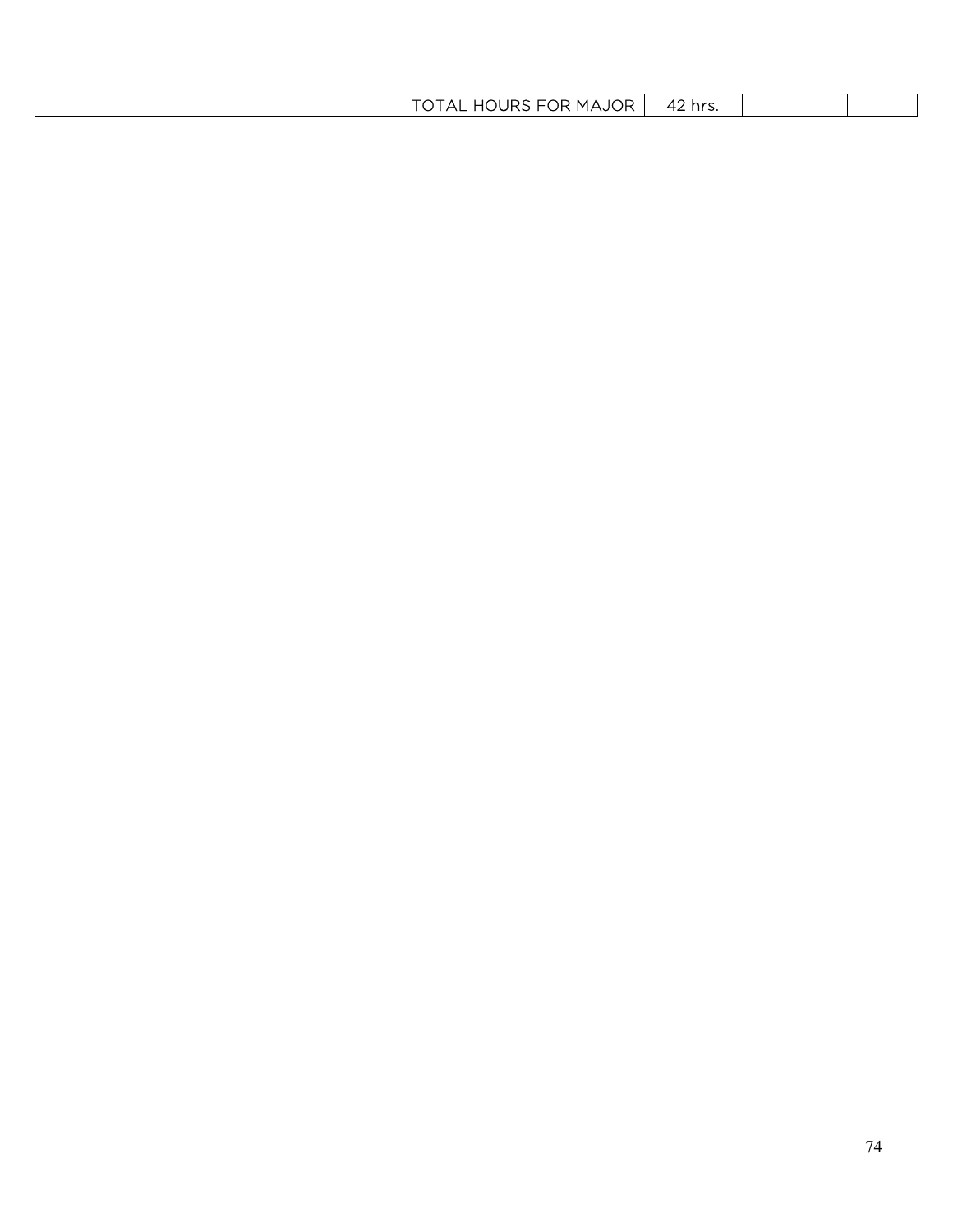| | | | | |
|---|---|---|---|---|
| | TOTAL HOURS FOR MAJOR | 42 hrs. | | |